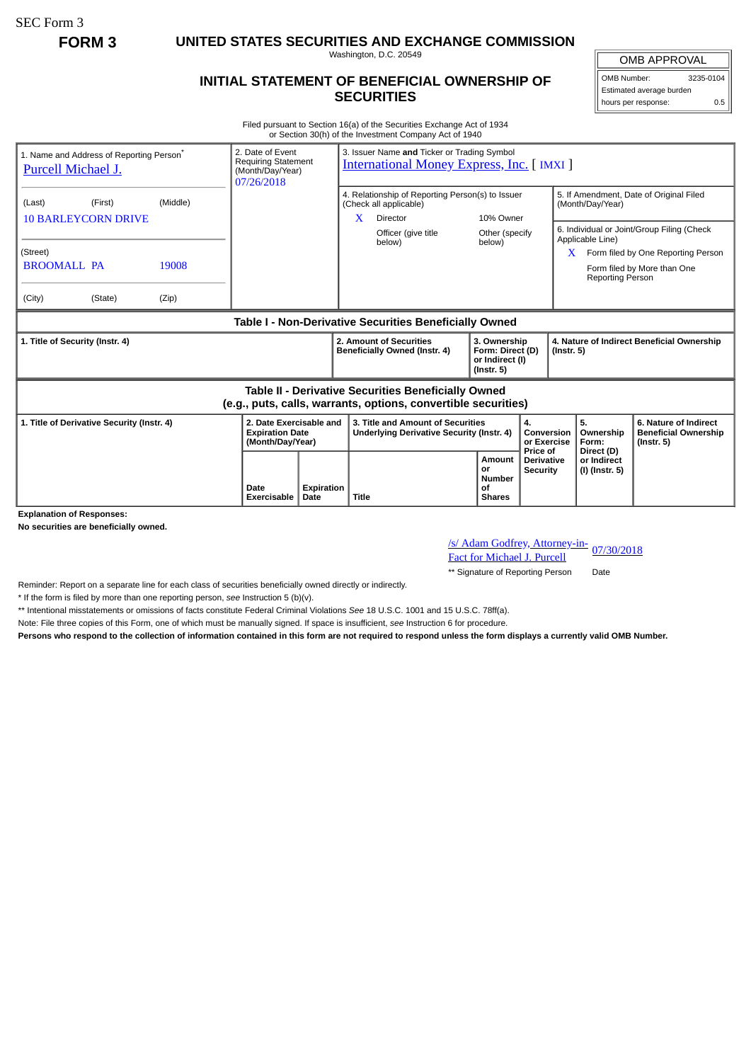SEC Form 3

**FORM 3**

# UNITED STATES SECURITIES AND EXCHANGE COMMISSION

Washington, D.C. 20549

## INITIAL STATEMENT OF BENEFICIAL OWNERSHIP OF SECURITIES

| OMB APPROVAL | |
|---|---|
| OMB Number: | 3235-0104 |
| Estimated average burden | |
| hours per response: | 0.5 |

Filed pursuant to Section 16(a) of the Securities Exchange Act of 1934
or Section 30(h) of the Investment Company Act of 1940

| 1. Name and Address of Reporting Person* | 2. Date of Event Requiring Statement (Month/Day/Year) | 3. Issuer Name **and** Ticker or Trading Symbol | |
|---|---|---|---|
| Purcell Michael J. | 07/26/2018 | International Money Express, Inc. [ IMXI ] | |
| (Last) (First) (Middle) | | 4. Relationship of Reporting Person(s) to Issuer (Check all applicable) | 5. If Amendment, Date of Original Filed (Month/Day/Year) |
| 10 BARLEYCORN DRIVE | | X Director | 10% Owner |
| | | Officer (give title below) | Other (specify below) |
| (Street) | | | 6. Individual or Joint/Group Filing (Check Applicable Line) |
| BROOMALL PA 19008 | | | X Form filed by One Reporting Person |
| | | | Form filed by More than One Reporting Person |
| (City) (State) (Zip) | | | |

### Table I - Non-Derivative Securities Beneficially Owned

| 1. Title of Security (Instr. 4) | 2. Amount of Securities Beneficially Owned (Instr. 4) | 3. Ownership Form: Direct (D) or Indirect (I) (Instr. 5) | 4. Nature of Indirect Beneficial Ownership (Instr. 5) |
|---|---|---|---|

### Table II - Derivative Securities Beneficially Owned (e.g., puts, calls, warrants, options, convertible securities)

| 1. Title of Derivative Security (Instr. 4) | 2. Date Exercisable and Expiration Date (Month/Day/Year) | | 3. Title and Amount of Securities Underlying Derivative Security (Instr. 4) | | 4. Conversion or Exercise Price of Derivative Security | 5. Ownership Form: Direct (D) or Indirect (I) (Instr. 5) | 6. Nature of Indirect Beneficial Ownership (Instr. 5) |
|---|---|---|---|---|---|---|---|
| | Date Exercisable | Expiration Date | Title | Amount or Number of Shares | | | |

**Explanation of Responses:**

**No securities are beneficially owned.**

| /s/ Adam Godfrey, Attorney-in-Fact for Michael J. Purcell | 07/30/2018 |
|---|---|
| ** Signature of Reporting Person | Date |

Reminder: Report on a separate line for each class of securities beneficially owned directly or indirectly.

\* If the form is filed by more than one reporting person, *see* Instruction 5 (b)(v).

** Intentional misstatements or omissions of facts constitute Federal Criminal Violations *See* 18 U.S.C. 1001 and 15 U.S.C. 78ff(a).

Note: File three copies of this Form, one of which must be manually signed. If space is insufficient, *see* Instruction 6 for procedure.

**Persons who respond to the collection of information contained in this form are not required to respond unless the form displays a currently valid OMB Number.**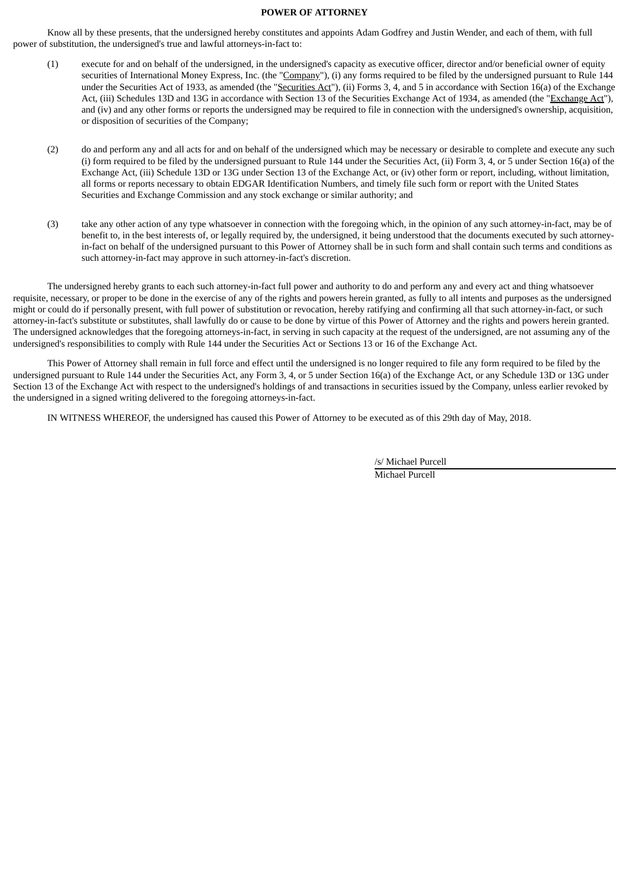**POWER OF ATTORNEY**

Know all by these presents, that the undersigned hereby constitutes and appoints Adam Godfrey and Justin Wender, and each of them, with full power of substitution, the undersigned's true and lawful attorneys-in-fact to:

(1) execute for and on behalf of the undersigned, in the undersigned's capacity as executive officer, director and/or beneficial owner of equity securities of International Money Express, Inc. (the "Company"), (i) any forms required to be filed by the undersigned pursuant to Rule 144 under the Securities Act of 1933, as amended (the "Securities Act"), (ii) Forms 3, 4, and 5 in accordance with Section 16(a) of the Exchange Act, (iii) Schedules 13D and 13G in accordance with Section 13 of the Securities Exchange Act of 1934, as amended (the "Exchange Act"), and (iv) and any other forms or reports the undersigned may be required to file in connection with the undersigned's ownership, acquisition, or disposition of securities of the Company;

(2) do and perform any and all acts for and on behalf of the undersigned which may be necessary or desirable to complete and execute any such (i) form required to be filed by the undersigned pursuant to Rule 144 under the Securities Act, (ii) Form 3, 4, or 5 under Section 16(a) of the Exchange Act, (iii) Schedule 13D or 13G under Section 13 of the Exchange Act, or (iv) other form or report, including, without limitation, all forms or reports necessary to obtain EDGAR Identification Numbers, and timely file such form or report with the United States Securities and Exchange Commission and any stock exchange or similar authority; and

(3) take any other action of any type whatsoever in connection with the foregoing which, in the opinion of any such attorney-in-fact, may be of benefit to, in the best interests of, or legally required by, the undersigned, it being understood that the documents executed by such attorney-in-fact on behalf of the undersigned pursuant to this Power of Attorney shall be in such form and shall contain such terms and conditions as such attorney-in-fact may approve in such attorney-in-fact's discretion.

The undersigned hereby grants to each such attorney-in-fact full power and authority to do and perform any and every act and thing whatsoever requisite, necessary, or proper to be done in the exercise of any of the rights and powers herein granted, as fully to all intents and purposes as the undersigned might or could do if personally present, with full power of substitution or revocation, hereby ratifying and confirming all that such attorney-in-fact, or such attorney-in-fact's substitute or substitutes, shall lawfully do or cause to be done by virtue of this Power of Attorney and the rights and powers herein granted. The undersigned acknowledges that the foregoing attorneys-in-fact, in serving in such capacity at the request of the undersigned, are not assuming any of the undersigned's responsibilities to comply with Rule 144 under the Securities Act or Sections 13 or 16 of the Exchange Act.

This Power of Attorney shall remain in full force and effect until the undersigned is no longer required to file any form required to be filed by the undersigned pursuant to Rule 144 under the Securities Act, any Form 3, 4, or 5 under Section 16(a) of the Exchange Act, or any Schedule 13D or 13G under Section 13 of the Exchange Act with respect to the undersigned's holdings of and transactions in securities issued by the Company, unless earlier revoked by the undersigned in a signed writing delivered to the foregoing attorneys-in-fact.

IN WITNESS WHEREOF, the undersigned has caused this Power of Attorney to be executed as of this 29th day of May, 2018.

/s/ Michael Purcell
Michael Purcell